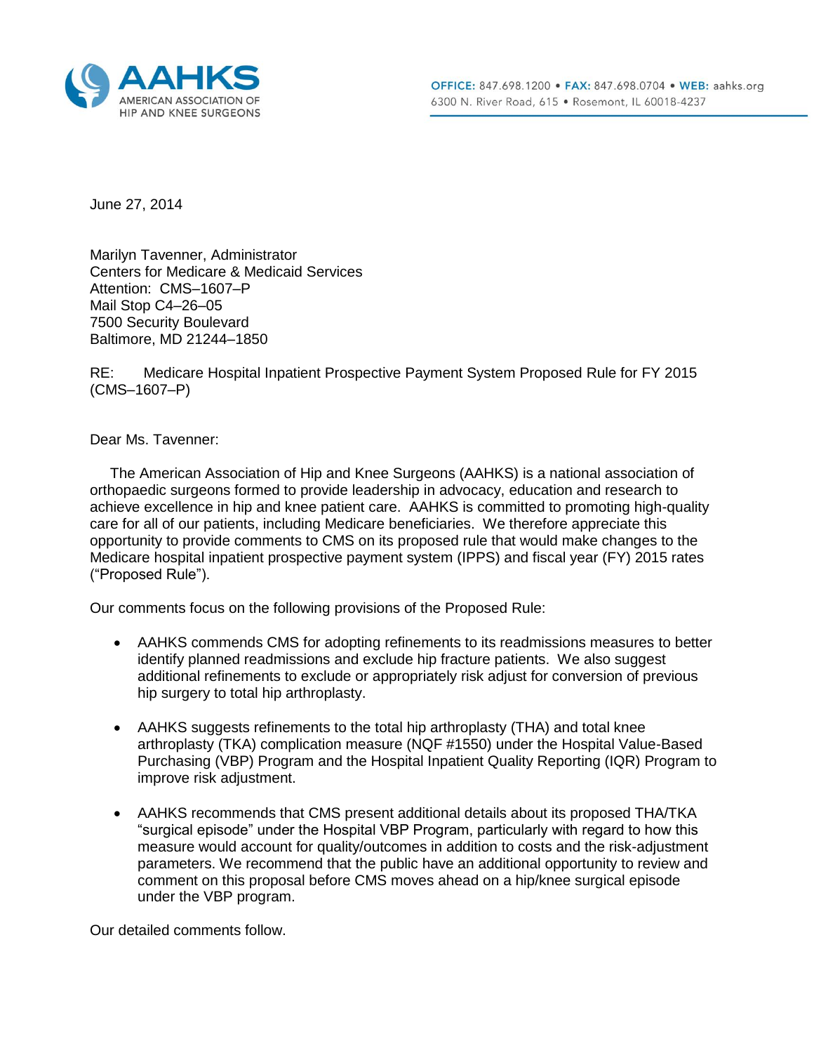**AAHKS**
AMERICAN ASSOCIATION OF HIP AND KNEE SURGEONS

**OFFICE:** 847.698.1200 • **FAX:** 847.698.0704 • **WEB:** aahks.org
6300 N. River Road, 615 • Rosemont, IL 60018-4237

June 27, 2014

Marilyn Tavenner, Administrator
Centers for Medicare & Medicaid Services
Attention: CMS–1607–P
Mail Stop C4–26–05
7500 Security Boulevard
Baltimore, MD 21244–1850

RE: Medicare Hospital Inpatient Prospective Payment System Proposed Rule for FY 2015 (CMS–1607–P)

Dear Ms. Tavenner:

The American Association of Hip and Knee Surgeons (AAHKS) is a national association of orthopaedic surgeons formed to provide leadership in advocacy, education and research to achieve excellence in hip and knee patient care. AAHKS is committed to promoting high-quality care for all of our patients, including Medicare beneficiaries. We therefore appreciate this opportunity to provide comments to CMS on its proposed rule that would make changes to the Medicare hospital inpatient prospective payment system (IPPS) and fiscal year (FY) 2015 rates ("Proposed Rule").

Our comments focus on the following provisions of the Proposed Rule:

- AAHKS commends CMS for adopting refinements to its readmissions measures to better identify planned readmissions and exclude hip fracture patients. We also suggest additional refinements to exclude or appropriately risk adjust for conversion of previous hip surgery to total hip arthroplasty.
- AAHKS suggests refinements to the total hip arthroplasty (THA) and total knee arthroplasty (TKA) complication measure (NQF #1550) under the Hospital Value-Based Purchasing (VBP) Program and the Hospital Inpatient Quality Reporting (IQR) Program to improve risk adjustment.
- AAHKS recommends that CMS present additional details about its proposed THA/TKA "surgical episode" under the Hospital VBP Program, particularly with regard to how this measure would account for quality/outcomes in addition to costs and the risk-adjustment parameters. We recommend that the public have an additional opportunity to review and comment on this proposal before CMS moves ahead on a hip/knee surgical episode under the VBP program.

Our detailed comments follow.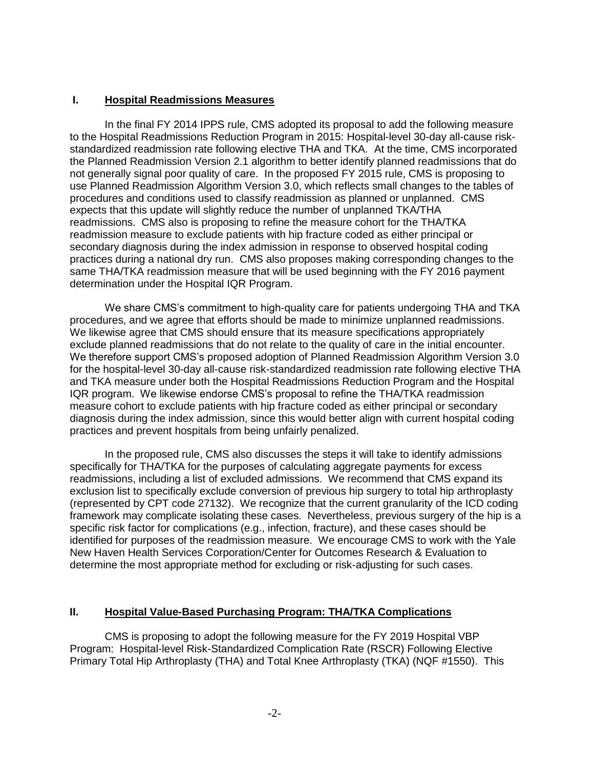## I. Hospital Readmissions Measures

In the final FY 2014 IPPS rule, CMS adopted its proposal to add the following measure to the Hospital Readmissions Reduction Program in 2015: Hospital-level 30-day all-cause risk-standardized readmission rate following elective THA and TKA. At the time, CMS incorporated the Planned Readmission Version 2.1 algorithm to better identify planned readmissions that do not generally signal poor quality of care. In the proposed FY 2015 rule, CMS is proposing to use Planned Readmission Algorithm Version 3.0, which reflects small changes to the tables of procedures and conditions used to classify readmission as planned or unplanned. CMS expects that this update will slightly reduce the number of unplanned TKA/THA readmissions. CMS also is proposing to refine the measure cohort for the THA/TKA readmission measure to exclude patients with hip fracture coded as either principal or secondary diagnosis during the index admission in response to observed hospital coding practices during a national dry run. CMS also proposes making corresponding changes to the same THA/TKA readmission measure that will be used beginning with the FY 2016 payment determination under the Hospital IQR Program.

We share CMS's commitment to high-quality care for patients undergoing THA and TKA procedures, and we agree that efforts should be made to minimize unplanned readmissions. We likewise agree that CMS should ensure that its measure specifications appropriately exclude planned readmissions that do not relate to the quality of care in the initial encounter. We therefore support CMS's proposed adoption of Planned Readmission Algorithm Version 3.0 for the hospital-level 30-day all-cause risk-standardized readmission rate following elective THA and TKA measure under both the Hospital Readmissions Reduction Program and the Hospital IQR program. We likewise endorse CMS's proposal to refine the THA/TKA readmission measure cohort to exclude patients with hip fracture coded as either principal or secondary diagnosis during the index admission, since this would better align with current hospital coding practices and prevent hospitals from being unfairly penalized.

In the proposed rule, CMS also discusses the steps it will take to identify admissions specifically for THA/TKA for the purposes of calculating aggregate payments for excess readmissions, including a list of excluded admissions. We recommend that CMS expand its exclusion list to specifically exclude conversion of previous hip surgery to total hip arthroplasty (represented by CPT code 27132). We recognize that the current granularity of the ICD coding framework may complicate isolating these cases. Nevertheless, previous surgery of the hip is a specific risk factor for complications (e.g., infection, fracture), and these cases should be identified for purposes of the readmission measure. We encourage CMS to work with the Yale New Haven Health Services Corporation/Center for Outcomes Research & Evaluation to determine the most appropriate method for excluding or risk-adjusting for such cases.

## II. Hospital Value-Based Purchasing Program: THA/TKA Complications

CMS is proposing to adopt the following measure for the FY 2019 Hospital VBP Program: Hospital-level Risk-Standardized Complication Rate (RSCR) Following Elective Primary Total Hip Arthroplasty (THA) and Total Knee Arthroplasty (TKA) (NQF #1550). This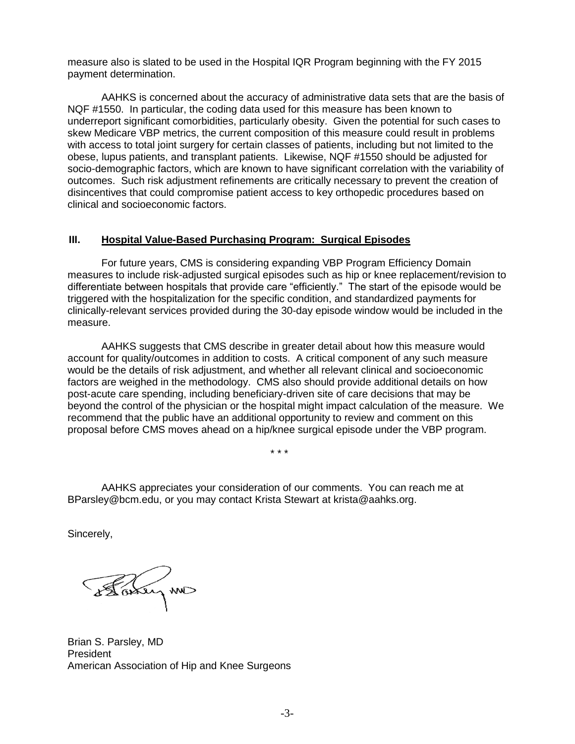measure also is slated to be used in the Hospital IQR Program beginning with the FY 2015 payment determination.

AAHKS is concerned about the accuracy of administrative data sets that are the basis of NQF #1550. In particular, the coding data used for this measure has been known to underreport significant comorbidities, particularly obesity. Given the potential for such cases to skew Medicare VBP metrics, the current composition of this measure could result in problems with access to total joint surgery for certain classes of patients, including but not limited to the obese, lupus patients, and transplant patients. Likewise, NQF #1550 should be adjusted for socio-demographic factors, which are known to have significant correlation with the variability of outcomes. Such risk adjustment refinements are critically necessary to prevent the creation of disincentives that could compromise patient access to key orthopedic procedures based on clinical and socioeconomic factors.

## III. Hospital Value-Based Purchasing Program: Surgical Episodes

For future years, CMS is considering expanding VBP Program Efficiency Domain measures to include risk-adjusted surgical episodes such as hip or knee replacement/revision to differentiate between hospitals that provide care "efficiently." The start of the episode would be triggered with the hospitalization for the specific condition, and standardized payments for clinically-relevant services provided during the 30-day episode window would be included in the measure.

AAHKS suggests that CMS describe in greater detail about how this measure would account for quality/outcomes in addition to costs. A critical component of any such measure would be the details of risk adjustment, and whether all relevant clinical and socioeconomic factors are weighed in the methodology. CMS also should provide additional details on how post-acute care spending, including beneficiary-driven site of care decisions that may be beyond the control of the physician or the hospital might impact calculation of the measure. We recommend that the public have an additional opportunity to review and comment on this proposal before CMS moves ahead on a hip/knee surgical episode under the VBP program.

\* \* \*

AAHKS appreciates your consideration of our comments. You can reach me at BParsley@bcm.edu, or you may contact Krista Stewart at krista@aahks.org.

Sincerely,

Brian S. Parsley, MD
President
American Association of Hip and Knee Surgeons